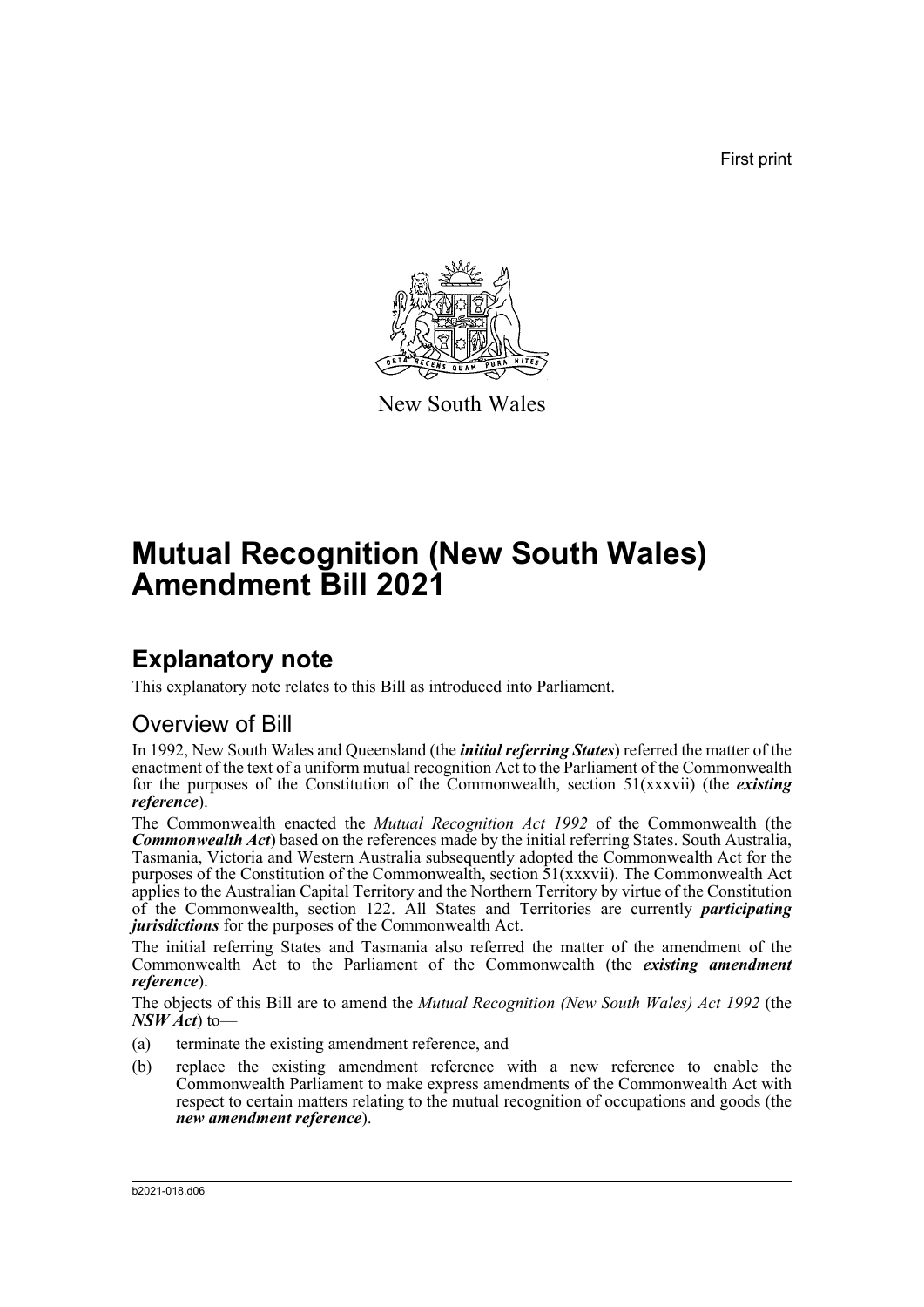First print

New South Wales

# Mutual Recognition (New South Wales) Amendment Bill 2021

## Explanatory note

This explanatory note relates to this Bill as introduced into Parliament.

### Overview of Bill

In 1992, New South Wales and Queensland (the ***initial referring States***) referred the matter of the enactment of the text of a uniform mutual recognition Act to the Parliament of the Commonwealth for the purposes of the Constitution of the Commonwealth, section 51(xxxvii) (the ***existing reference***).

The Commonwealth enacted the *Mutual Recognition Act 1992* of the Commonwealth (the ***Commonwealth Act***) based on the references made by the initial referring States. South Australia, Tasmania, Victoria and Western Australia subsequently adopted the Commonwealth Act for the purposes of the Constitution of the Commonwealth, section 51(xxxvii). The Commonwealth Act applies to the Australian Capital Territory and the Northern Territory by virtue of the Constitution of the Commonwealth, section 122. All States and Territories are currently ***participating jurisdictions*** for the purposes of the Commonwealth Act.

The initial referring States and Tasmania also referred the matter of the amendment of the Commonwealth Act to the Parliament of the Commonwealth (the ***existing amendment reference***).

The objects of this Bill are to amend the *Mutual Recognition (New South Wales) Act 1992* (the ***NSW Act***) to—

(a) terminate the existing amendment reference, and

(b) replace the existing amendment reference with a new reference to enable the Commonwealth Parliament to make express amendments of the Commonwealth Act with respect to certain matters relating to the mutual recognition of occupations and goods (the ***new amendment reference***).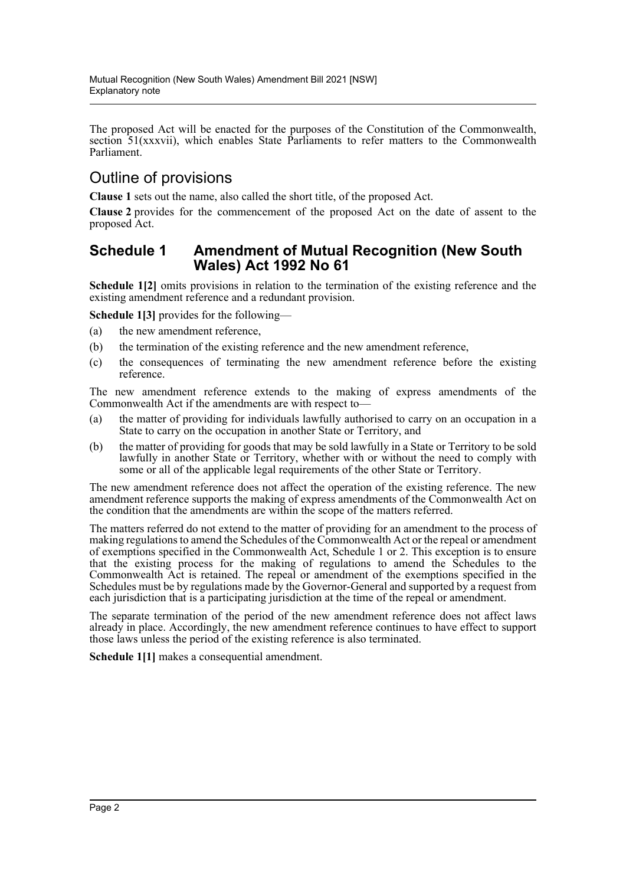The proposed Act will be enacted for the purposes of the Constitution of the Commonwealth, section 51(xxxvii), which enables State Parliaments to refer matters to the Commonwealth Parliament.

## Outline of provisions

**Clause 1** sets out the name, also called the short title, of the proposed Act.

**Clause 2** provides for the commencement of the proposed Act on the date of assent to the proposed Act.

## Schedule 1 Amendment of Mutual Recognition (New South Wales) Act 1992 No 61

**Schedule 1[2]** omits provisions in relation to the termination of the existing reference and the existing amendment reference and a redundant provision.

**Schedule 1[3]** provides for the following—

(a) the new amendment reference,

(b) the termination of the existing reference and the new amendment reference,

(c) the consequences of terminating the new amendment reference before the existing reference.

The new amendment reference extends to the making of express amendments of the Commonwealth Act if the amendments are with respect to—

(a) the matter of providing for individuals lawfully authorised to carry on an occupation in a State to carry on the occupation in another State or Territory, and

(b) the matter of providing for goods that may be sold lawfully in a State or Territory to be sold lawfully in another State or Territory, whether with or without the need to comply with some or all of the applicable legal requirements of the other State or Territory.

The new amendment reference does not affect the operation of the existing reference. The new amendment reference supports the making of express amendments of the Commonwealth Act on the condition that the amendments are within the scope of the matters referred.

The matters referred do not extend to the matter of providing for an amendment to the process of making regulations to amend the Schedules of the Commonwealth Act or the repeal or amendment of exemptions specified in the Commonwealth Act, Schedule 1 or 2. This exception is to ensure that the existing process for the making of regulations to amend the Schedules to the Commonwealth Act is retained. The repeal or amendment of the exemptions specified in the Schedules must be by regulations made by the Governor-General and supported by a request from each jurisdiction that is a participating jurisdiction at the time of the repeal or amendment.

The separate termination of the period of the new amendment reference does not affect laws already in place. Accordingly, the new amendment reference continues to have effect to support those laws unless the period of the existing reference is also terminated.

**Schedule 1[1]** makes a consequential amendment.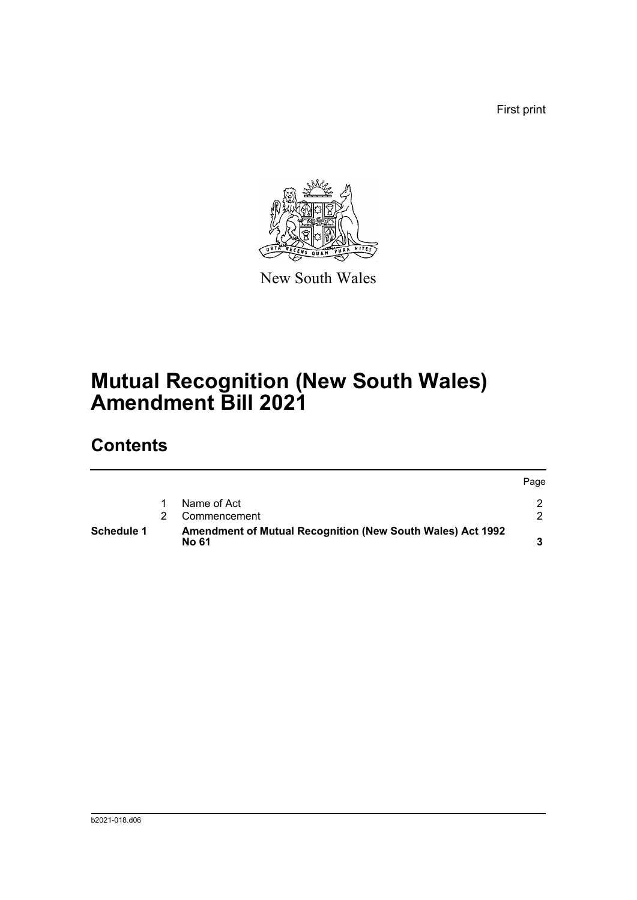First print

New South Wales

# Mutual Recognition (New South Wales) Amendment Bill 2021

## Contents

| | | | Page |
|---|---|---|---|
| | 1 | Name of Act | 2 |
| | 2 | Commencement | 2 |
| **Schedule 1** | | **Amendment of Mutual Recognition (New South Wales) Act 1992 No 61** | **3** |

b2021-018.d06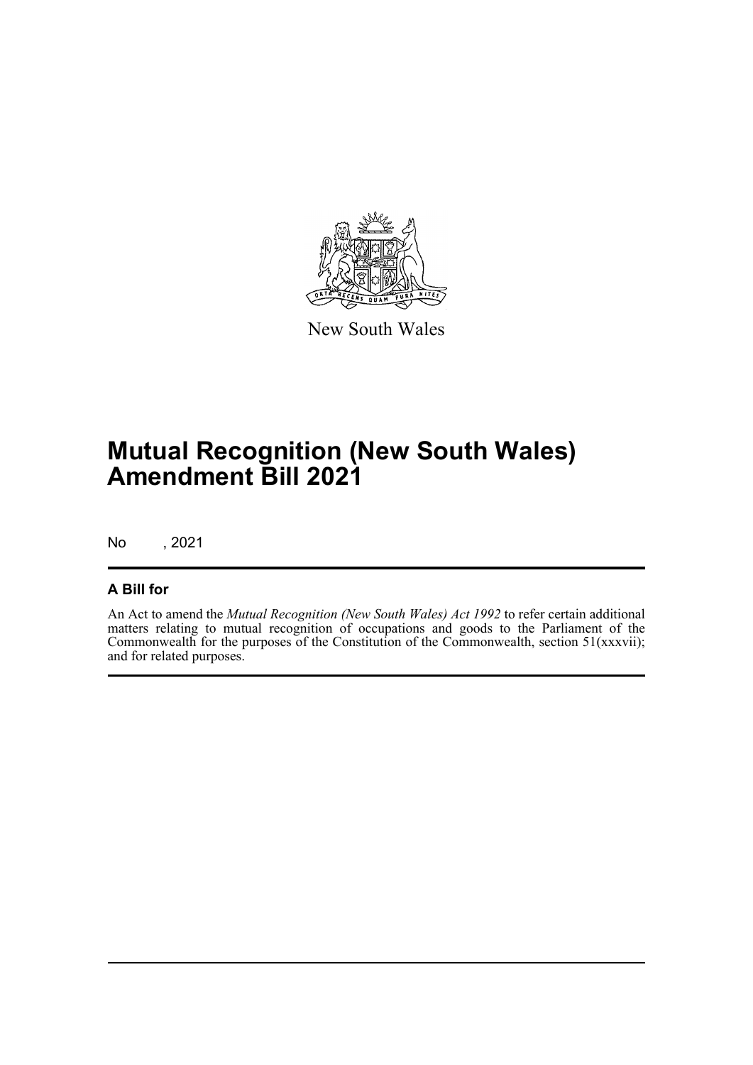New South Wales

# Mutual Recognition (New South Wales) Amendment Bill 2021

No , 2021

## A Bill for

An Act to amend the *Mutual Recognition (New South Wales) Act 1992* to refer certain additional matters relating to mutual recognition of occupations and goods to the Parliament of the Commonwealth for the purposes of the Constitution of the Commonwealth, section 51(xxxvii); and for related purposes.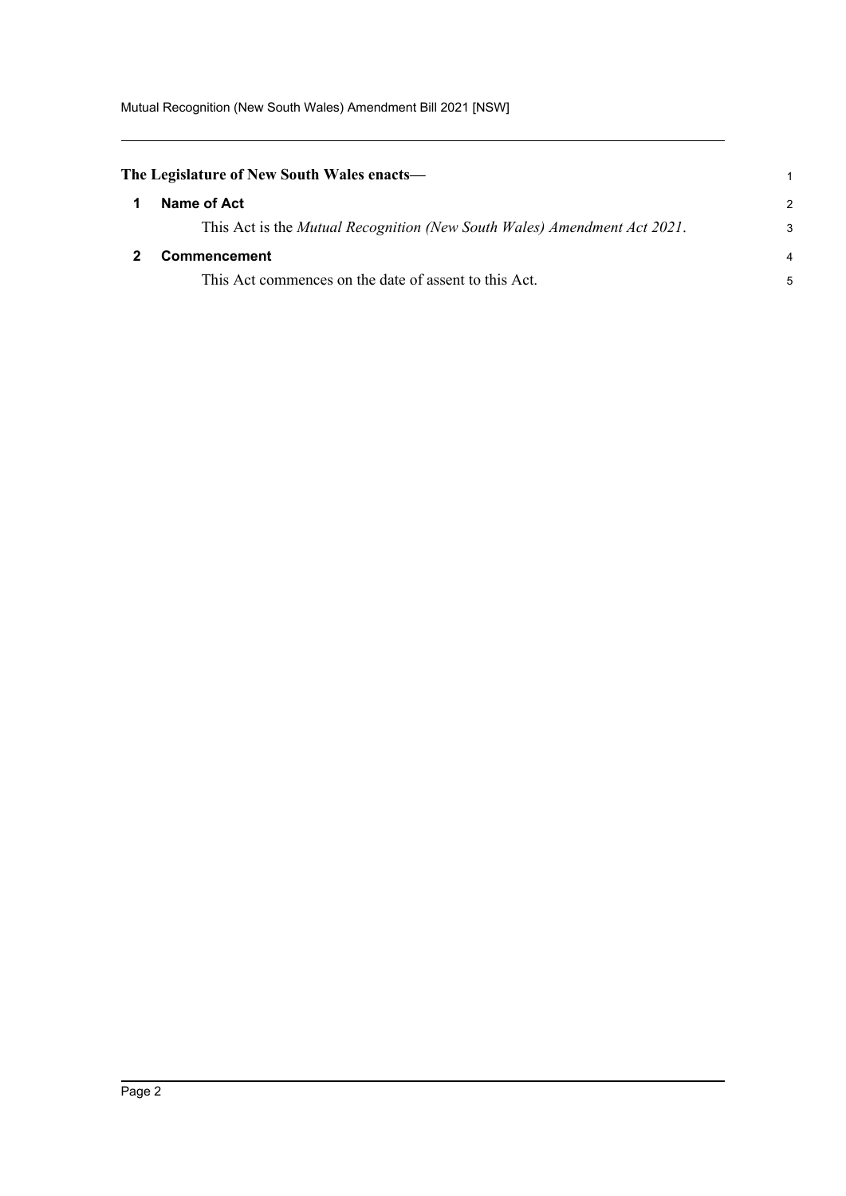**The Legislature of New South Wales enacts—**

## 1 Name of Act

This Act is the *Mutual Recognition (New South Wales) Amendment Act 2021*.

## 2 Commencement

This Act commences on the date of assent to this Act.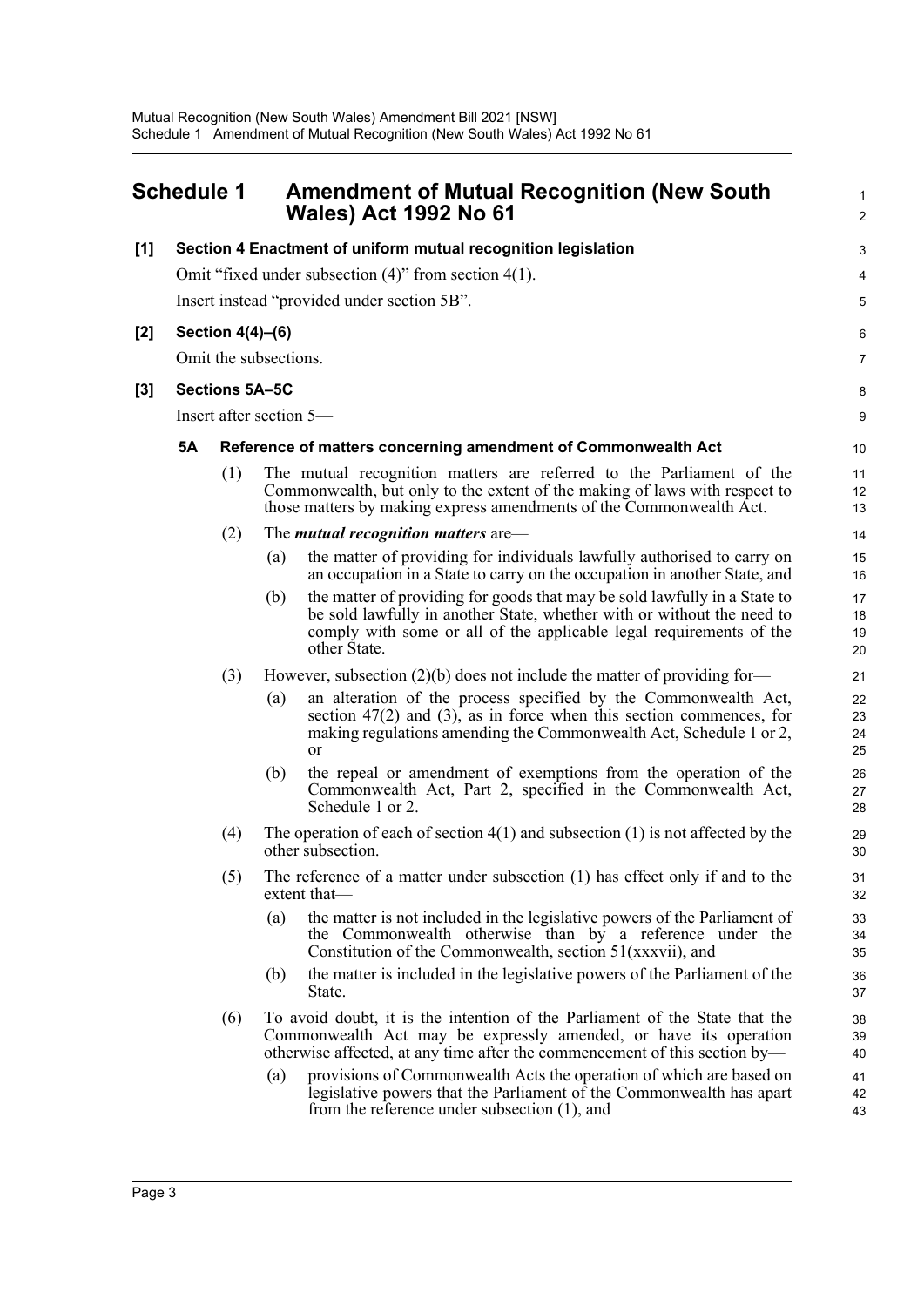## Schedule 1 Amendment of Mutual Recognition (New South Wales) Act 1992 No 61

**[1] Section 4 Enactment of uniform mutual recognition legislation**

Omit "fixed under subsection (4)" from section 4(1).

Insert instead "provided under section 5B".

**[2] Section 4(4)–(6)**

Omit the subsections.

**[3] Sections 5A–5C**

Insert after section 5—

**5A Reference of matters concerning amendment of Commonwealth Act**

(1) The mutual recognition matters are referred to the Parliament of the Commonwealth, but only to the extent of the making of laws with respect to those matters by making express amendments of the Commonwealth Act.

(2) The ***mutual recognition matters*** are—

(a) the matter of providing for individuals lawfully authorised to carry on an occupation in a State to carry on the occupation in another State, and

(b) the matter of providing for goods that may be sold lawfully in a State to be sold lawfully in another State, whether with or without the need to comply with some or all of the applicable legal requirements of the other State.

(3) However, subsection (2)(b) does not include the matter of providing for—

(a) an alteration of the process specified by the Commonwealth Act, section 47(2) and (3), as in force when this section commences, for making regulations amending the Commonwealth Act, Schedule 1 or 2, or

(b) the repeal or amendment of exemptions from the operation of the Commonwealth Act, Part 2, specified in the Commonwealth Act, Schedule 1 or 2.

(4) The operation of each of section 4(1) and subsection (1) is not affected by the other subsection.

(5) The reference of a matter under subsection (1) has effect only if and to the extent that—

(a) the matter is not included in the legislative powers of the Parliament of the Commonwealth otherwise than by a reference under the Constitution of the Commonwealth, section 51(xxxvii), and

(b) the matter is included in the legislative powers of the Parliament of the State.

(6) To avoid doubt, it is the intention of the Parliament of the State that the Commonwealth Act may be expressly amended, or have its operation otherwise affected, at any time after the commencement of this section by—

(a) provisions of Commonwealth Acts the operation of which are based on legislative powers that the Parliament of the Commonwealth has apart from the reference under subsection (1), and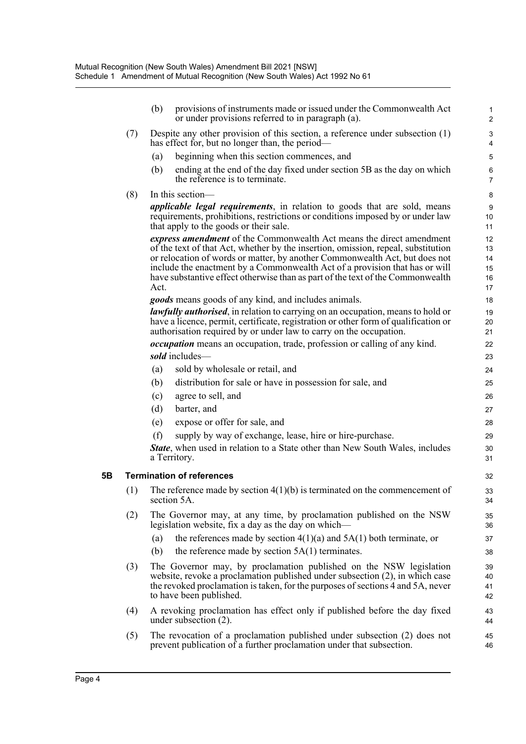(b) provisions of instruments made or issued under the Commonwealth Act or under provisions referred to in paragraph (a).

(7) Despite any other provision of this section, a reference under subsection (1) has effect for, but no longer than, the period—

(a) beginning when this section commences, and

(b) ending at the end of the day fixed under section 5B as the day on which the reference is to terminate.

(8) In this section—

***applicable legal requirements***, in relation to goods that are sold, means requirements, prohibitions, restrictions or conditions imposed by or under law that apply to the goods or their sale.

***express amendment*** of the Commonwealth Act means the direct amendment of the text of that Act, whether by the insertion, omission, repeal, substitution or relocation of words or matter, by another Commonwealth Act, but does not include the enactment by a Commonwealth Act of a provision that has or will have substantive effect otherwise than as part of the text of the Commonwealth Act.

***goods*** means goods of any kind, and includes animals.

***lawfully authorised***, in relation to carrying on an occupation, means to hold or have a licence, permit, certificate, registration or other form of qualification or authorisation required by or under law to carry on the occupation.

***occupation*** means an occupation, trade, profession or calling of any kind.

***sold*** includes—

(a) sold by wholesale or retail, and

(b) distribution for sale or have in possession for sale, and

(c) agree to sell, and

(d) barter, and

(e) expose or offer for sale, and

(f) supply by way of exchange, lease, hire or hire-purchase.

***State***, when used in relation to a State other than New South Wales, includes a Territory.

### 5B Termination of references

(1) The reference made by section 4(1)(b) is terminated on the commencement of section 5A.

(2) The Governor may, at any time, by proclamation published on the NSW legislation website, fix a day as the day on which—

(a) the references made by section 4(1)(a) and 5A(1) both terminate, or

(b) the reference made by section 5A(1) terminates.

(3) The Governor may, by proclamation published on the NSW legislation website, revoke a proclamation published under subsection (2), in which case the revoked proclamation is taken, for the purposes of sections 4 and 5A, never to have been published.

(4) A revoking proclamation has effect only if published before the day fixed under subsection (2).

(5) The revocation of a proclamation published under subsection (2) does not prevent publication of a further proclamation under that subsection.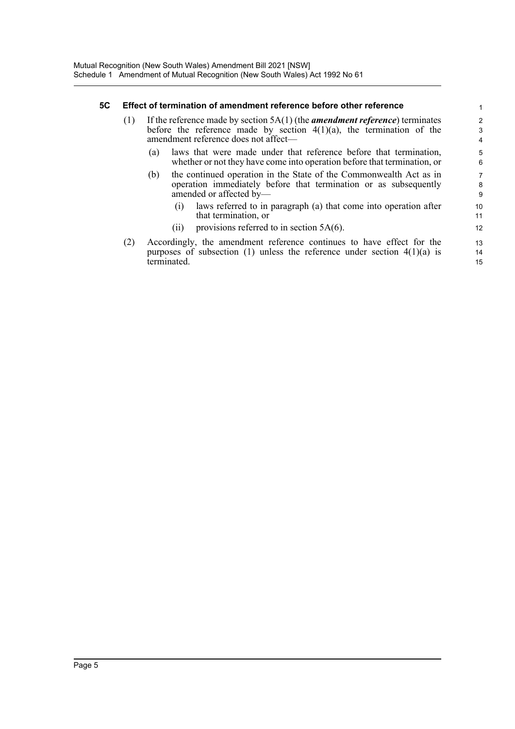### 5C Effect of termination of amendment reference before other reference

(1) If the reference made by section 5A(1) (the ***amendment reference***) terminates before the reference made by section 4(1)(a), the termination of the amendment reference does not affect—

(a) laws that were made under that reference before that termination, whether or not they have come into operation before that termination, or

(b) the continued operation in the State of the Commonwealth Act as in operation immediately before that termination or as subsequently amended or affected by—

(i) laws referred to in paragraph (a) that come into operation after that termination, or

(ii) provisions referred to in section 5A(6).

(2) Accordingly, the amendment reference continues to have effect for the purposes of subsection (1) unless the reference under section 4(1)(a) is terminated.